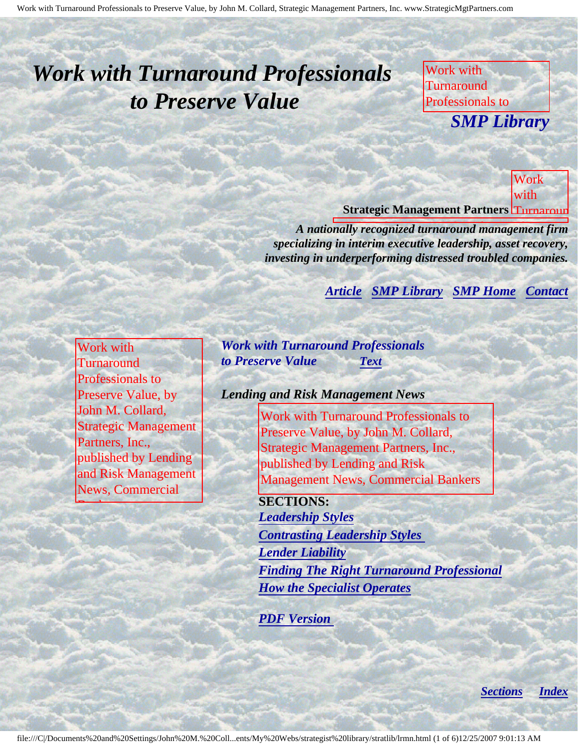# *Work with Turnaround Professionals to Preserve Value*

Work with Turnaround Professionals to

***SMP Library***

Work with Turnaroun

**Strategic Management Partners**

***A nationally recognized turnaround management firm specializing in interim executive leadership, asset recovery, investing in underperforming distressed troubled companies.***

***Article*** ***SMP Library*** ***SMP Home*** ***Contact***

Work with Turnaround Professionals to Preserve Value, by John M. Collard, Strategic Management Partners, Inc., published by Lending and Risk Management News, Commercial Bankers

***Work with Turnaround Professionals to Preserve Value*** ***Text***

***Lending and Risk Management News***

Work with Turnaround Professionals to Preserve Value, by John M. Collard, Strategic Management Partners, Inc., published by Lending and Risk Management News, Commercial Bankers

**SECTIONS:**

***Leadership Styles***
***Contrasting Leadership Styles***
***Lender Liability***
***Finding The Right Turnaround Professional***
***How the Specialist Operates***

***PDF Version***

***Sections*** ***Index***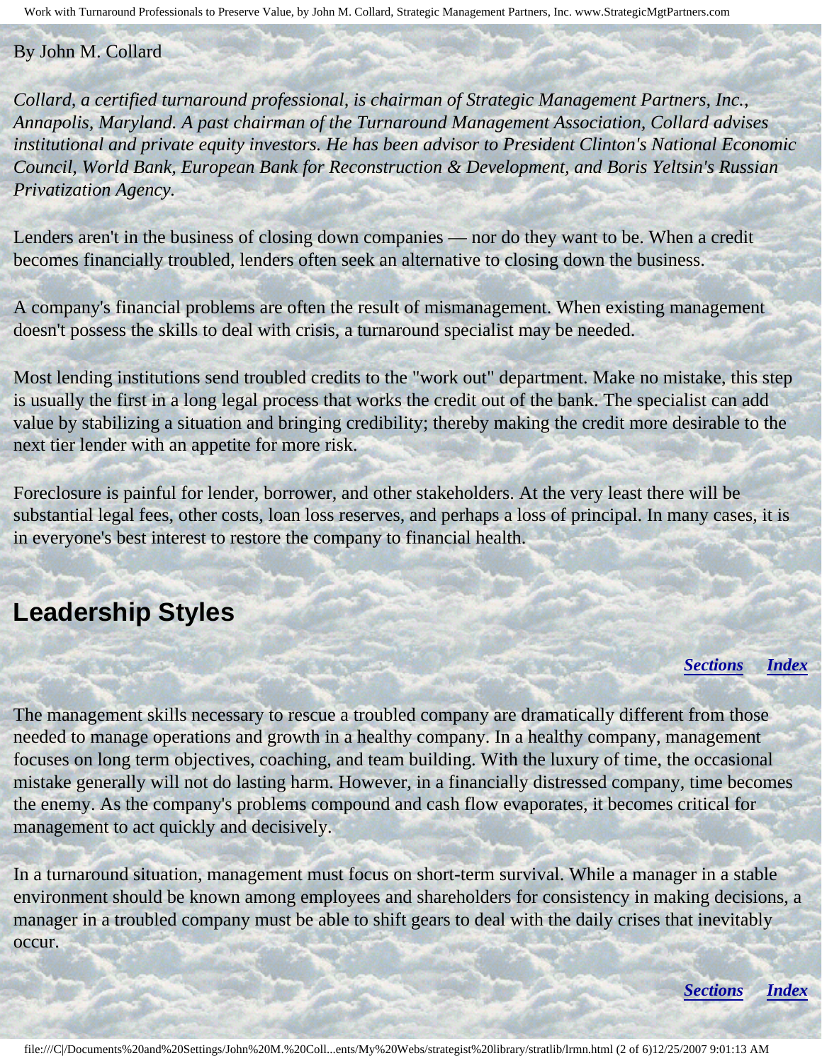By John M. Collard

*Collard, a certified turnaround professional, is chairman of Strategic Management Partners, Inc., Annapolis, Maryland. A past chairman of the Turnaround Management Association, Collard advises institutional and private equity investors. He has been advisor to President Clinton's National Economic Council, World Bank, European Bank for Reconstruction & Development, and Boris Yeltsin's Russian Privatization Agency.*

Lenders aren't in the business of closing down companies — nor do they want to be. When a credit becomes financially troubled, lenders often seek an alternative to closing down the business.

A company's financial problems are often the result of mismanagement. When existing management doesn't possess the skills to deal with crisis, a turnaround specialist may be needed.

Most lending institutions send troubled credits to the "work out" department. Make no mistake, this step is usually the first in a long legal process that works the credit out of the bank. The specialist can add value by stabilizing a situation and bringing credibility; thereby making the credit more desirable to the next tier lender with an appetite for more risk.

Foreclosure is painful for lender, borrower, and other stakeholders. At the very least there will be substantial legal fees, other costs, loan loss reserves, and perhaps a loss of principal. In many cases, it is in everyone's best interest to restore the company to financial health.

## Leadership Styles

***Sections*** ***Index***

The management skills necessary to rescue a troubled company are dramatically different from those needed to manage operations and growth in a healthy company. In a healthy company, management focuses on long term objectives, coaching, and team building. With the luxury of time, the occasional mistake generally will not do lasting harm. However, in a financially distressed company, time becomes the enemy. As the company's problems compound and cash flow evaporates, it becomes critical for management to act quickly and decisively.

In a turnaround situation, management must focus on short-term survival. While a manager in a stable environment should be known among employees and shareholders for consistency in making decisions, a manager in a troubled company must be able to shift gears to deal with the daily crises that inevitably occur.

***Sections*** ***Index***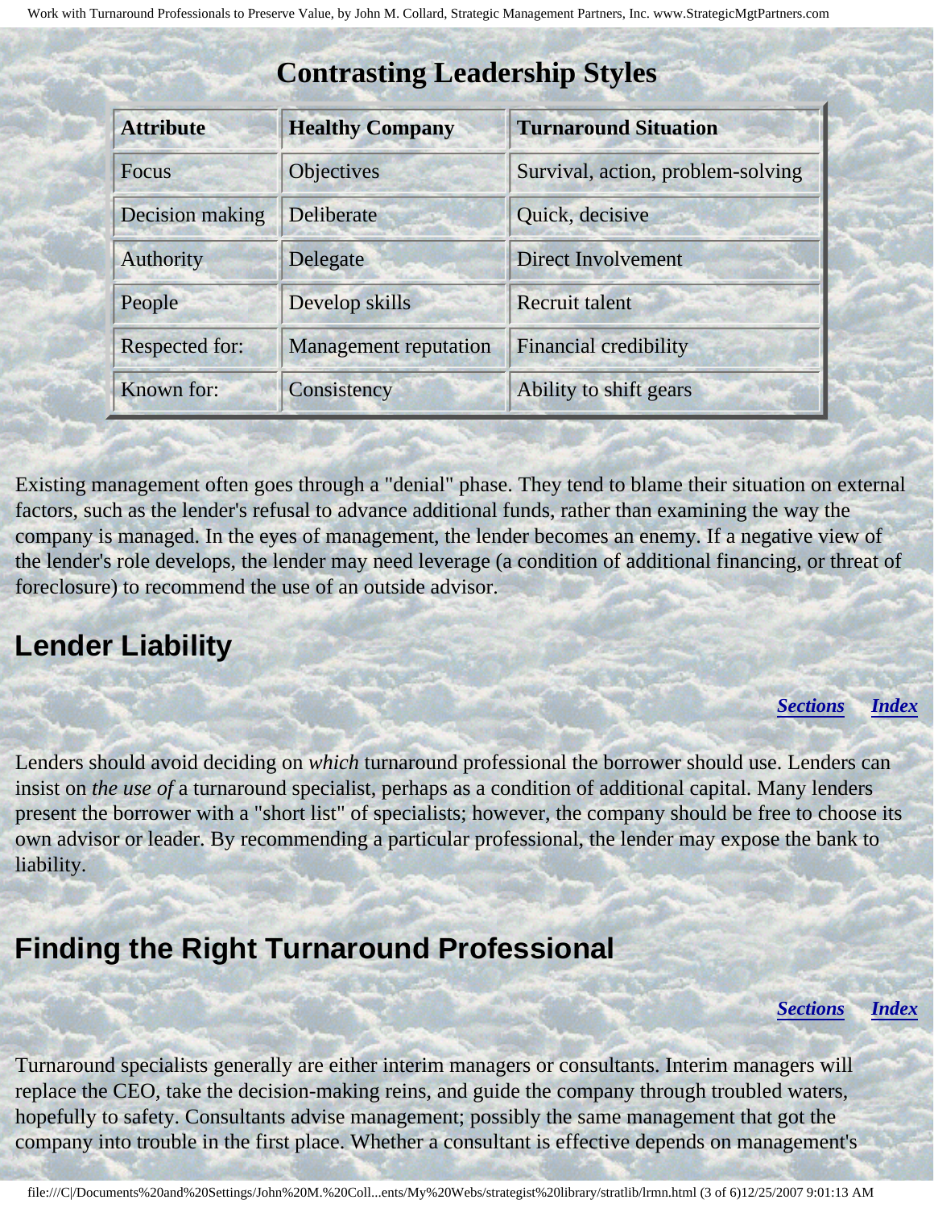## Contrasting Leadership Styles

| Attribute | Healthy Company | Turnaround Situation |
|---|---|---|
| Focus | Objectives | Survival, action, problem-solving |
| Decision making | Deliberate | Quick, decisive |
| Authority | Delegate | Direct Involvement |
| People | Develop skills | Recruit talent |
| Respected for: | Management reputation | Financial credibility |
| Known for: | Consistency | Ability to shift gears |

Existing management often goes through a "denial" phase. They tend to blame their situation on external factors, such as the lender's refusal to advance additional funds, rather than examining the way the company is managed. In the eyes of management, the lender becomes an enemy. If a negative view of the lender's role develops, the lender may need leverage (a condition of additional financing, or threat of foreclosure) to recommend the use of an outside advisor.

## Lender Liability

***Sections*** ***Index***

Lenders should avoid deciding on *which* turnaround professional the borrower should use. Lenders can insist on *the use of* a turnaround specialist, perhaps as a condition of additional capital. Many lenders present the borrower with a "short list" of specialists; however, the company should be free to choose its own advisor or leader. By recommending a particular professional, the lender may expose the bank to liability.

## Finding the Right Turnaround Professional

***Sections*** ***Index***

Turnaround specialists generally are either interim managers or consultants. Interim managers will replace the CEO, take the decision-making reins, and guide the company through troubled waters, hopefully to safety. Consultants advise management; possibly the same management that got the company into trouble in the first place. Whether a consultant is effective depends on management's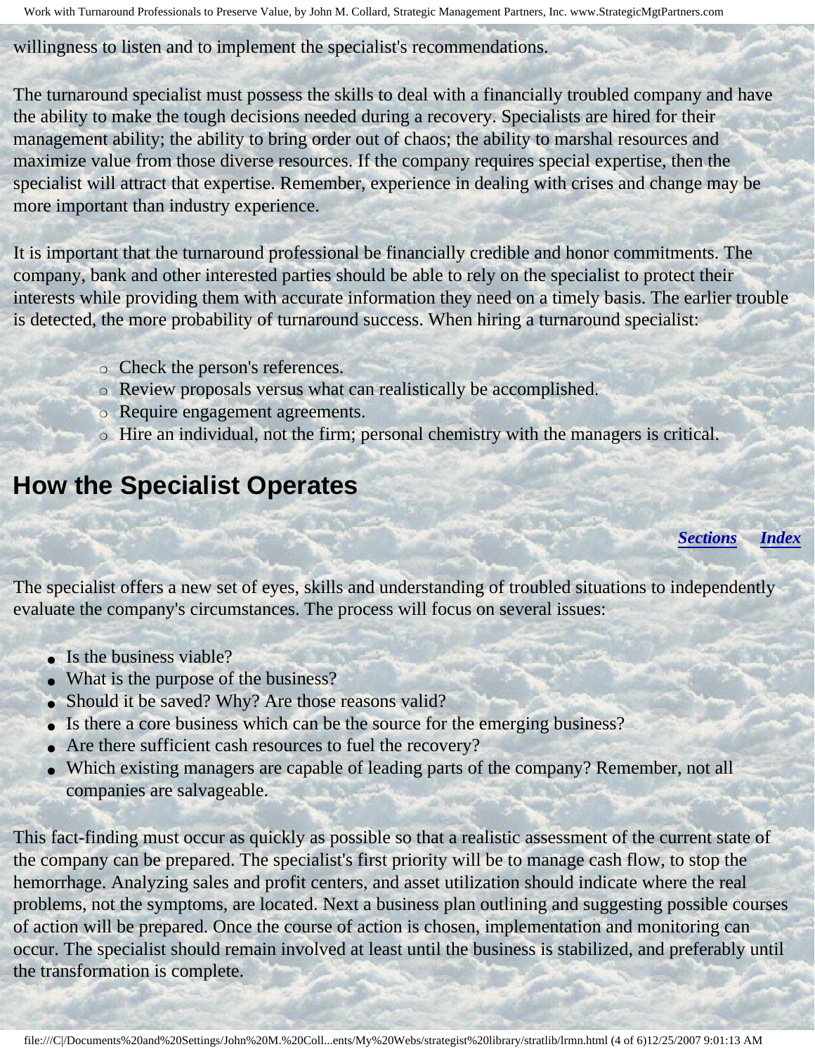willingness to listen and to implement the specialist's recommendations.

The turnaround specialist must possess the skills to deal with a financially troubled company and have the ability to make the tough decisions needed during a recovery. Specialists are hired for their management ability; the ability to bring order out of chaos; the ability to marshal resources and maximize value from those diverse resources. If the company requires special expertise, then the specialist will attract that expertise. Remember, experience in dealing with crises and change may be more important than industry experience.

It is important that the turnaround professional be financially credible and honor commitments. The company, bank and other interested parties should be able to rely on the specialist to protect their interests while providing them with accurate information they need on a timely basis. The earlier trouble is detected, the more probability of turnaround success. When hiring a turnaround specialist:

- Check the person's references.
- Review proposals versus what can realistically be accomplished.
- Require engagement agreements.
- Hire an individual, not the firm; personal chemistry with the managers is critical.

## How the Specialist Operates

***Sections*** ***Index***

The specialist offers a new set of eyes, skills and understanding of troubled situations to independently evaluate the company's circumstances. The process will focus on several issues:

- Is the business viable?
- What is the purpose of the business?
- Should it be saved? Why? Are those reasons valid?
- Is there a core business which can be the source for the emerging business?
- Are there sufficient cash resources to fuel the recovery?
- Which existing managers are capable of leading parts of the company? Remember, not all companies are salvageable.

This fact-finding must occur as quickly as possible so that a realistic assessment of the current state of the company can be prepared. The specialist's first priority will be to manage cash flow, to stop the hemorrhage. Analyzing sales and profit centers, and asset utilization should indicate where the real problems, not the symptoms, are located. Next a business plan outlining and suggesting possible courses of action will be prepared. Once the course of action is chosen, implementation and monitoring can occur. The specialist should remain involved at least until the business is stabilized, and preferably until the transformation is complete.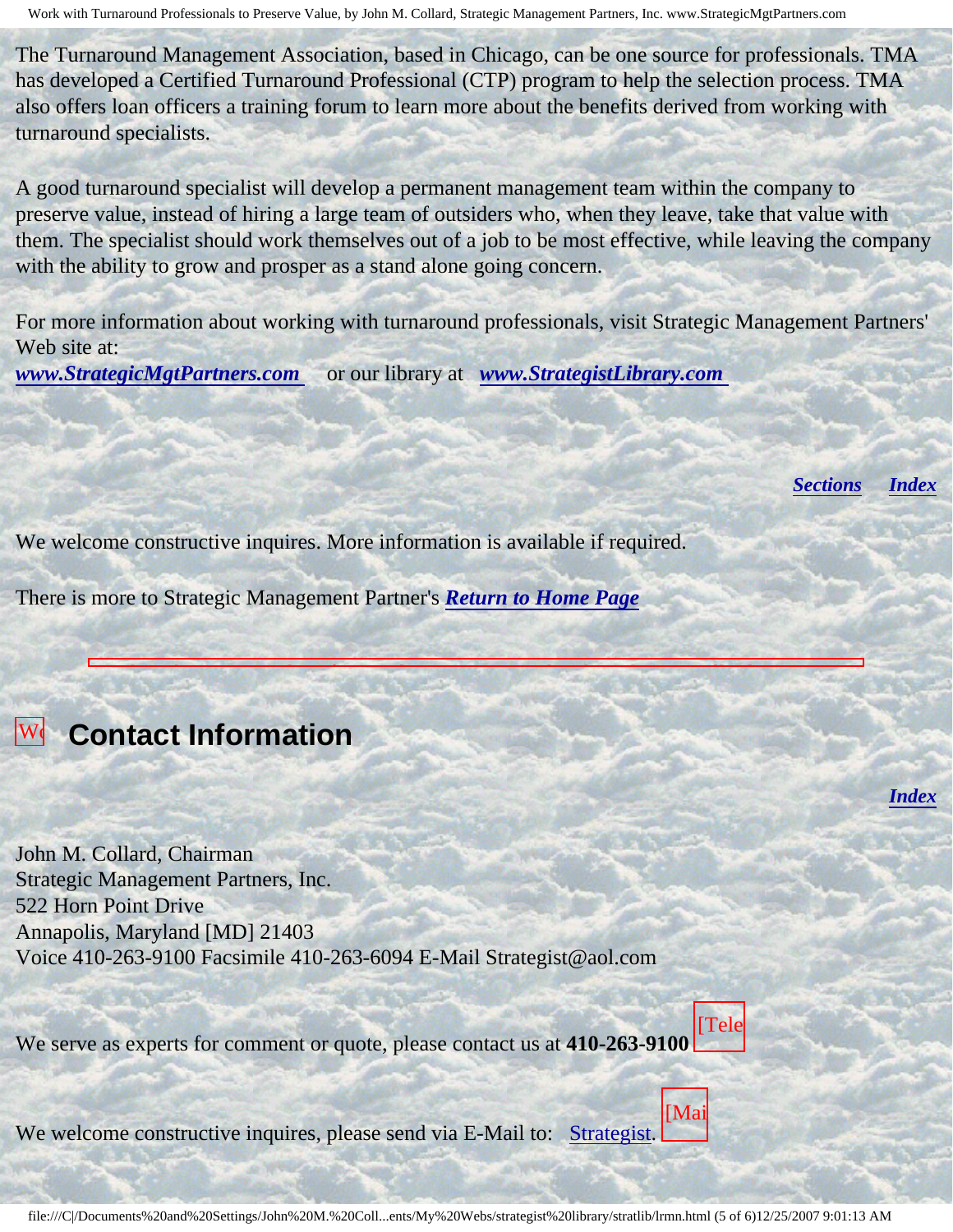The Turnaround Management Association, based in Chicago, can be one source for professionals. TMA has developed a Certified Turnaround Professional (CTP) program to help the selection process. TMA also offers loan officers a training forum to learn more about the benefits derived from working with turnaround specialists.

A good turnaround specialist will develop a permanent management team within the company to preserve value, instead of hiring a large team of outsiders who, when they leave, take that value with them. The specialist should work themselves out of a job to be most effective, while leaving the company with the ability to grow and prosper as a stand alone going concern.

For more information about working with turnaround professionals, visit Strategic Management Partners' Web site at:
***www.StrategicMgtPartners.com*** or our library at ***www.StrategistLibrary.com***

***Sections*** ***Index***

We welcome constructive inquires. More information is available if required.

There is more to Strategic Management Partner's ***Return to Home Page***

---

## Contact Information

***Index***

John M. Collard, Chairman
Strategic Management Partners, Inc.
522 Horn Point Drive
Annapolis, Maryland [MD] 21403
Voice 410-263-9100 Facsimile 410-263-6094 E-Mail Strategist@aol.com

We serve as experts for comment or quote, please contact us at **410-263-9100**

We welcome constructive inquires, please send via E-Mail to: Strategist.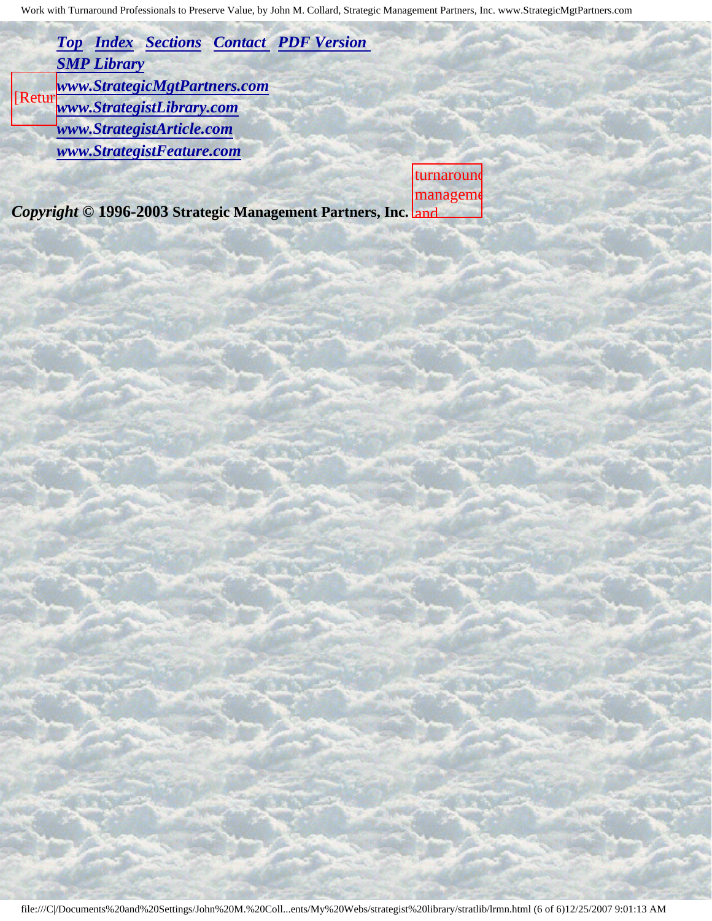***Top*** ***Index*** ***Sections*** ***Contact*** ***PDF Version***
***SMP Library***
[Retur ***www.StrategicMgtPartners.com***
***www.StrategistLibrary.com***
***www.StrategistArticle.com***
***www.StrategistFeature.com***

***Copyright*** **© 1996-2003 Strategic Management Partners, Inc.** turnaround manageme and